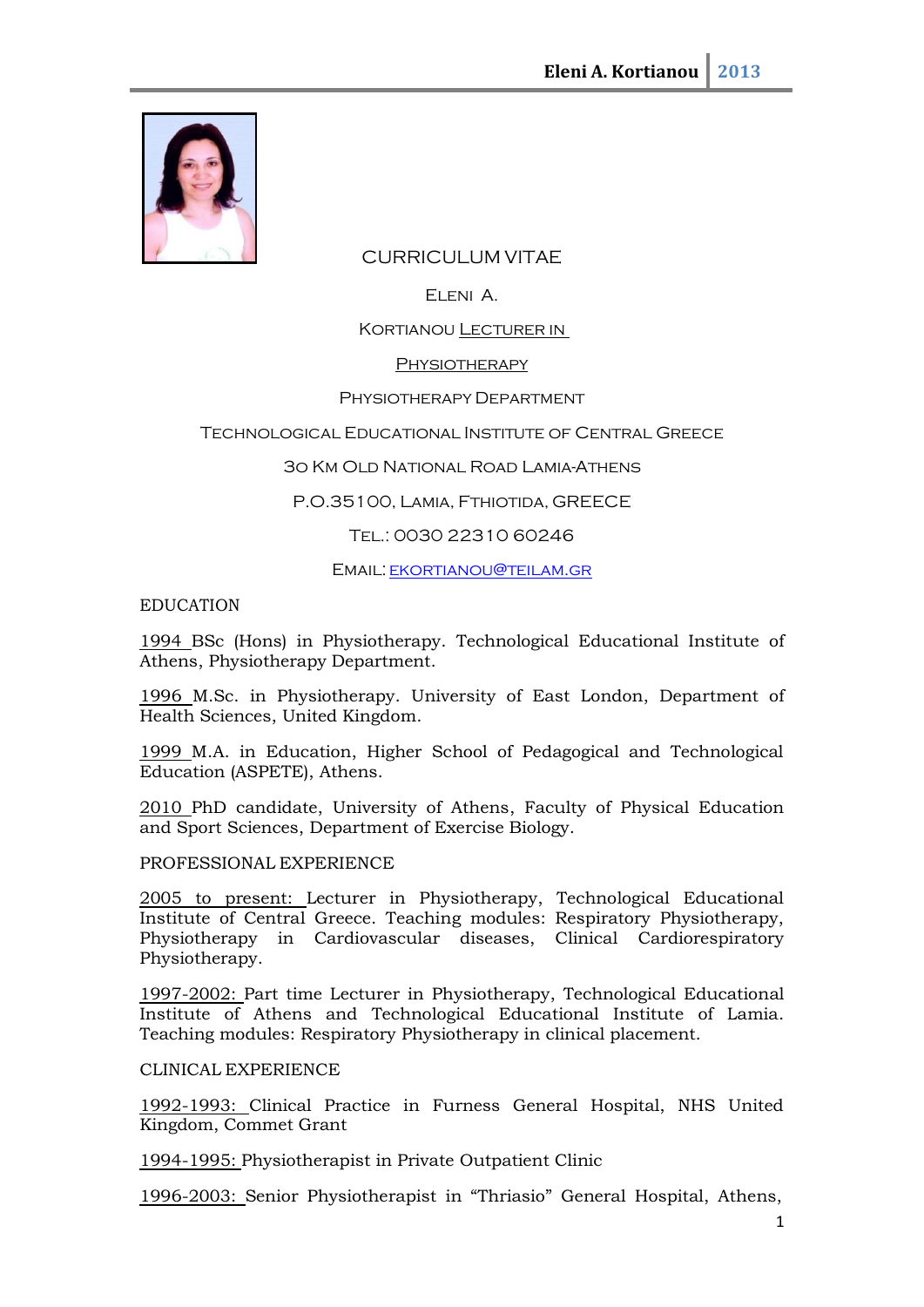# CURRICULUM VITAE

Eleni A.

Kortianou Lecturer in

Physiotherapy

Physiotherapy Department

Technological Educational Institute of Central Greece

30 Km Old National Road Lamia-Athens

P.O.35100, Lamia, Fthiotida, GREECE

Tel.: 0030 22310 60246

Email: ekortianou@teilam.gr

## EDUCATION

1994 BSc (Hons) in Physiotherapy. Technological Educational Institute of Athens, Physiotherapy Department.

1996 M.Sc. in Physiotherapy. University of East London, Department of Health Sciences, United Kingdom.

1999 M.A. in Education, Higher School of Pedagogical and Technological Education (ASPETE), Athens.

2010 PhD candidate, University of Athens, Faculty of Physical Education and Sport Sciences, Department of Exercise Biology.

## PROFESSIONAL EXPERIENCE

2005 to present: Lecturer in Physiotherapy, Technological Educational Institute of Central Greece. Teaching modules: Respiratory Physiotherapy, Physiotherapy in Cardiovascular diseases, Clinical Cardiorespiratory Physiotherapy.

1997-2002: Part time Lecturer in Physiotherapy, Technological Educational Institute of Athens and Technological Educational Institute of Lamia. Teaching modules: Respiratory Physiotherapy in clinical placement.

## CLINICAL EXPERIENCE

1992-1993: Clinical Practice in Furness General Hospital, NHS United Kingdom, Commet Grant

1994-1995: Physiotherapist in Private Outpatient Clinic

1996-2003: Senior Physiotherapist in "Thriasio" General Hospital, Athens,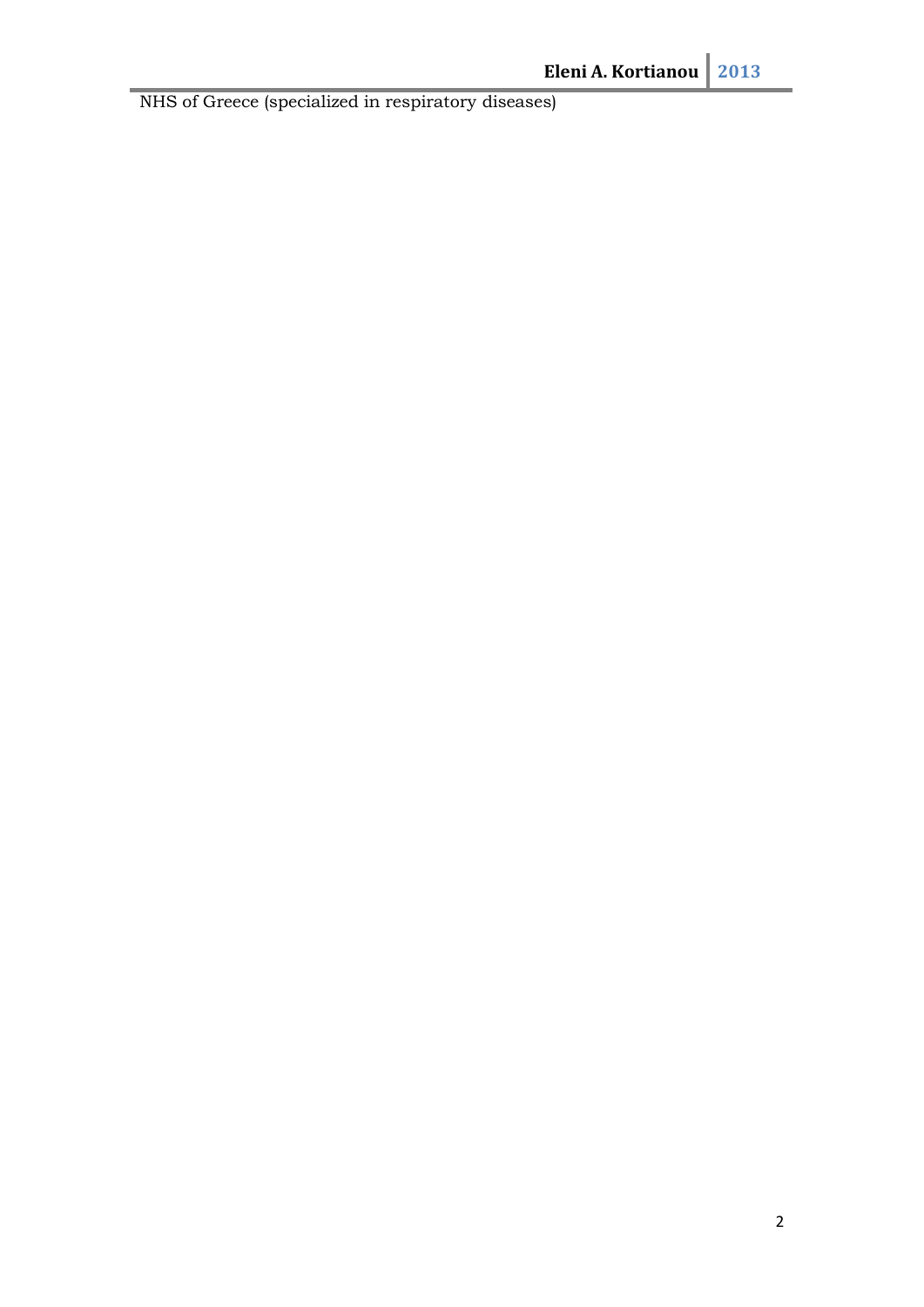NHS of Greece (specialized in respiratory diseases)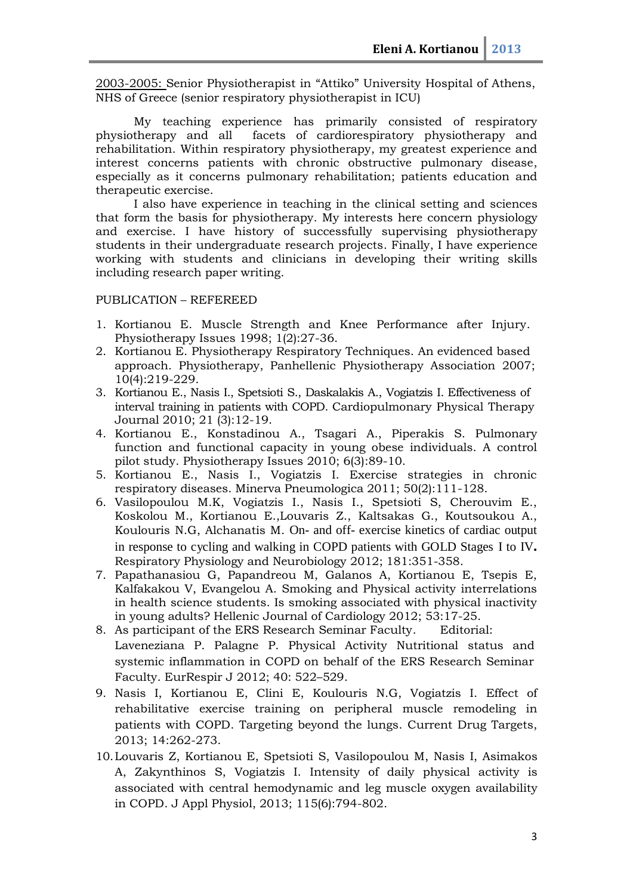2003-2005: Senior Physiotherapist in "Attiko" University Hospital of Athens, NHS of Greece (senior respiratory physiotherapist in ICU)

My teaching experience has primarily consisted of respiratory physiotherapy and all facets of cardiorespiratory physiotherapy and rehabilitation. Within respiratory physiotherapy, my greatest experience and interest concerns patients with chronic obstructive pulmonary disease, especially as it concerns pulmonary rehabilitation; patients education and therapeutic exercise.

I also have experience in teaching in the clinical setting and sciences that form the basis for physiotherapy. My interests here concern physiology and exercise. I have history of successfully supervising physiotherapy students in their undergraduate research projects. Finally, I have experience working with students and clinicians in developing their writing skills including research paper writing.

PUBLICATION – REFEREED

1. Kortianou E. Muscle Strength and Knee Performance after Injury. Physiotherapy Issues 1998; 1(2):27-36.
2. Kortianou E. Physiotherapy Respiratory Techniques. An evidenced based approach. Physiotherapy, Panhellenic Physiotherapy Association 2007; 10(4):219-229.
3. Kortianou E., Nasis I., Spetsioti S., Daskalakis A., Vogiatzis I. Effectiveness of interval training in patients with COPD. Cardiopulmonary Physical Therapy Journal 2010; 21 (3):12-19.
4. Kortianou E., Konstadinou A., Tsagari A., Piperakis S. Pulmonary function and functional capacity in young obese individuals. A control pilot study. Physiotherapy Issues 2010; 6(3):89-10.
5. Kortianou E., Nasis I., Vogiatzis I. Exercise strategies in chronic respiratory diseases. Minerva Pneumologica 2011; 50(2):111-128.
6. Vasilopoulou M.K, Vogiatzis I., Nasis I., Spetsioti S, Cherouvim E., Koskolou M., Kortianou E.,Louvaris Z., Kaltsakas G., Koutsoukou A., Koulouris N.G, Alchanatis M. On- and off- exercise kinetics of cardiac output in response to cycling and walking in COPD patients with GOLD Stages I to IV**.** Respiratory Physiology and Neurobiology 2012; 181:351-358.
7. Papathanasiou G, Papandreou M, Galanos A, Kortianou E, Tsepis E, Kalfakakou V, Evangelou A. Smoking and Physical activity interrelations in health science students. Is smoking associated with physical inactivity in young adults? Hellenic Journal of Cardiology 2012; 53:17-25.
8. As participant of the ERS Research Seminar Faculty. Editorial: Laveneziana P. Palagne P. Physical Activity Nutritional status and systemic inflammation in COPD on behalf of the ERS Research Seminar Faculty. EurRespir J 2012; 40: 522–529.
9. Nasis I, Kortianou E, Clini E, Koulouris N.G, Vogiatzis I. Effect of rehabilitative exercise training on peripheral muscle remodeling in patients with COPD. Targeting beyond the lungs. Current Drug Targets, 2013; 14:262-273.
10. Louvaris Z, Kortianou E, Spetsioti S, Vasilopoulou M, Nasis I, Asimakos A, Zakynthinos S, Vogiatzis I. Intensity of daily physical activity is associated with central hemodynamic and leg muscle oxygen availability in COPD. J Appl Physiol, 2013; 115(6):794-802.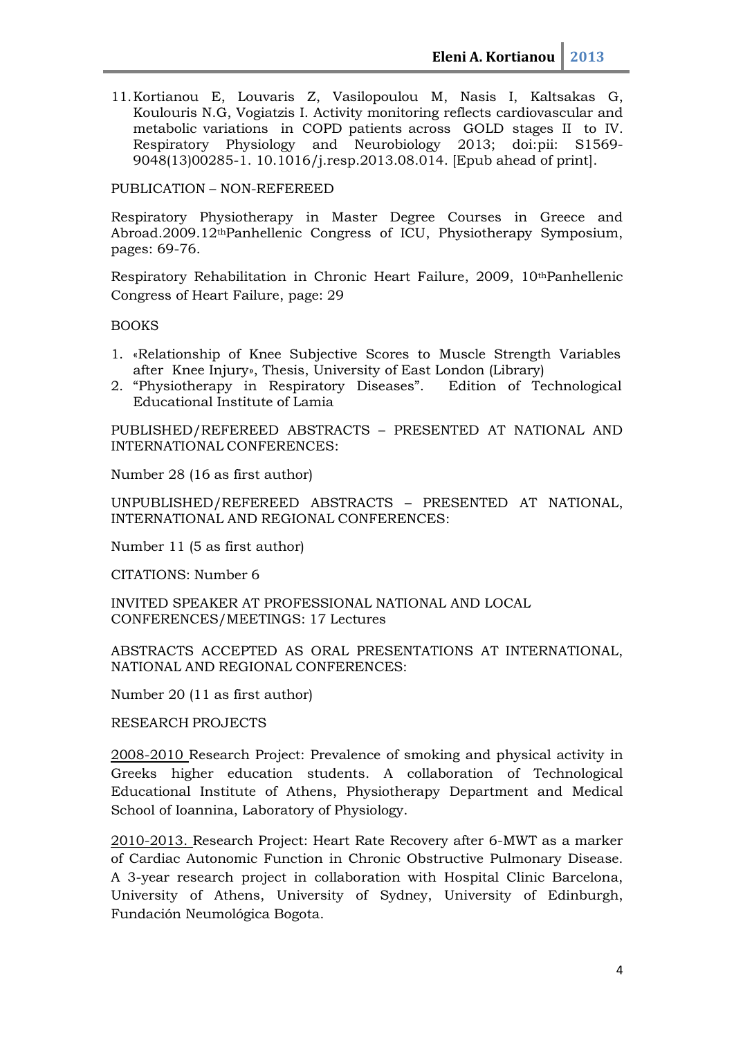11. Kortianou E, Louvaris Z, Vasilopoulou M, Nasis I, Kaltsakas G, Koulouris N.G, Vogiatzis I. Activity monitoring reflects cardiovascular and metabolic variations in COPD patients across GOLD stages II to IV. Respiratory Physiology and Neurobiology 2013; doi:pii: S1569-9048(13)00285-1. 10.1016/j.resp.2013.08.014. [Epub ahead of print].

PUBLICATION – NON-REFEREED

Respiratory Physiotherapy in Master Degree Courses in Greece and Abroad.2009.12thPanhellenic Congress of ICU, Physiotherapy Symposium, pages: 69-76.

Respiratory Rehabilitation in Chronic Heart Failure, 2009, 10thPanhellenic Congress of Heart Failure, page: 29

BOOKS

1. «Relationship of Knee Subjective Scores to Muscle Strength Variables after Knee Injury», Thesis, University of East London (Library)
2. "Physiotherapy in Respiratory Diseases". Edition of Technological Educational Institute of Lamia

PUBLISHED/REFEREED ABSTRACTS – PRESENTED AT NATIONAL AND INTERNATIONAL CONFERENCES:

Number 28 (16 as first author)

UNPUBLISHED/REFEREED ABSTRACTS – PRESENTED AT NATIONAL, INTERNATIONAL AND REGIONAL CONFERENCES:

Number 11 (5 as first author)

CITATIONS: Number 6

INVITED SPEAKER AT PROFESSIONAL NATIONAL AND LOCAL CONFERENCES/MEETINGS: 17 Lectures

ABSTRACTS ACCEPTED AS ORAL PRESENTATIONS AT INTERNATIONAL, NATIONAL AND REGIONAL CONFERENCES:

Number 20 (11 as first author)

RESEARCH PROJECTS

2008-2010 Research Project: Prevalence of smoking and physical activity in Greeks higher education students. A collaboration of Technological Educational Institute of Athens, Physiotherapy Department and Medical School of Ioannina, Laboratory of Physiology.

2010-2013. Research Project: Heart Rate Recovery after 6-MWT as a marker of Cardiac Autonomic Function in Chronic Obstructive Pulmonary Disease. A 3-year research project in collaboration with Hospital Clinic Barcelona, University of Athens, University of Sydney, University of Edinburgh, Fundación Neumológica Bogota.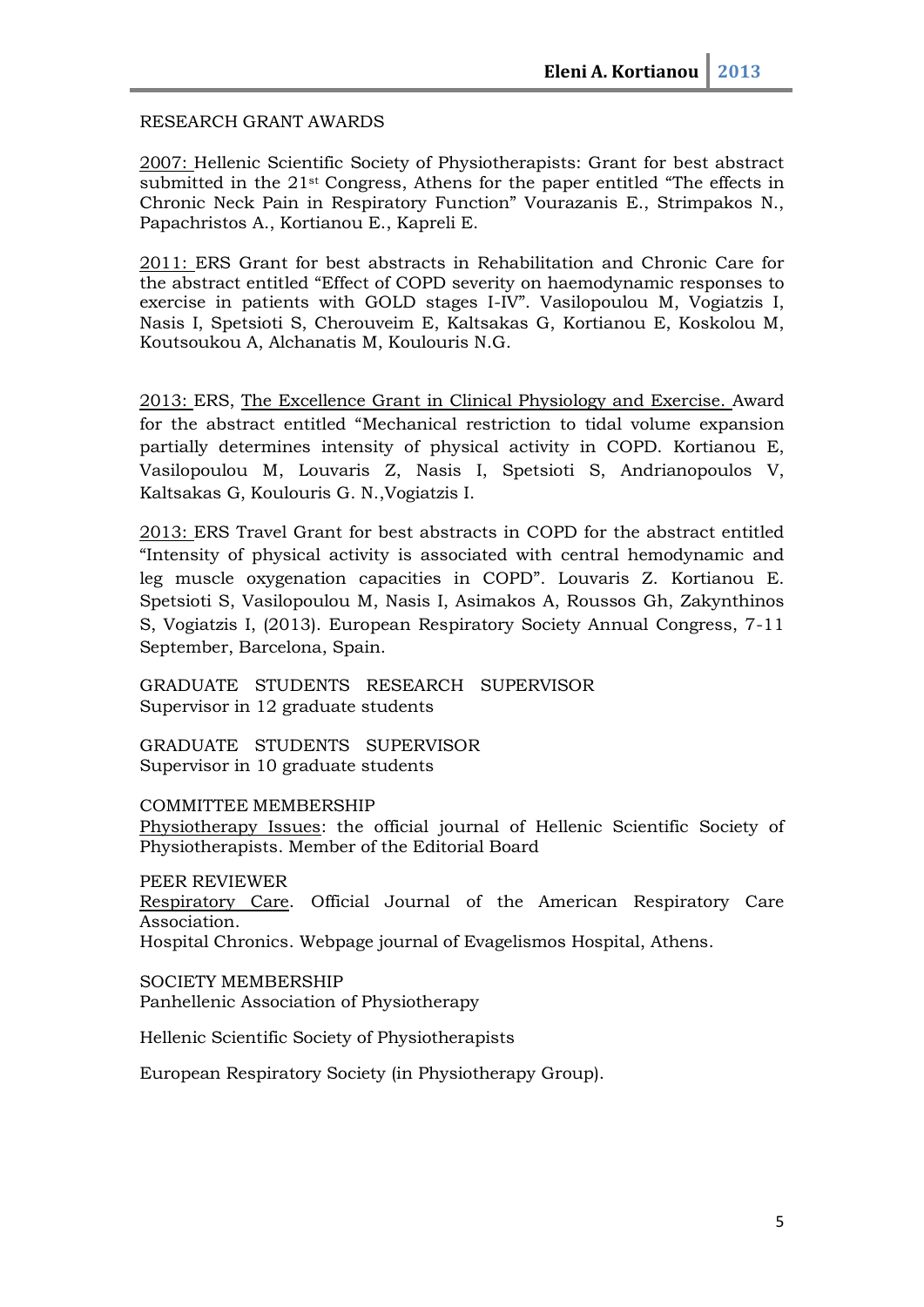RESEARCH GRANT AWARDS

2007: Hellenic Scientific Society of Physiotherapists: Grant for best abstract submitted in the 21st Congress, Athens for the paper entitled "The effects in Chronic Neck Pain in Respiratory Function" Vourazanis E., Strimpakos N., Papachristos A., Kortianou E., Kapreli E.

2011: ERS Grant for best abstracts in Rehabilitation and Chronic Care for the abstract entitled "Effect of COPD severity on haemodynamic responses to exercise in patients with GOLD stages I-IV". Vasilopoulou M, Vogiatzis I, Nasis I, Spetsioti S, Cherouveim E, Kaltsakas G, Kortianou E, Koskolou M, Koutsoukou A, Alchanatis M, Koulouris N.G.

2013: ERS, The Excellence Grant in Clinical Physiology and Exercise. Award for the abstract entitled "Mechanical restriction to tidal volume expansion partially determines intensity of physical activity in COPD. Kortianou E, Vasilopoulou M, Louvaris Z, Nasis I, Spetsioti S, Andrianopoulos V, Kaltsakas G, Koulouris G. N.,Vogiatzis I.

2013: ERS Travel Grant for best abstracts in COPD for the abstract entitled "Intensity of physical activity is associated with central hemodynamic and leg muscle oxygenation capacities in COPD". Louvaris Z. Kortianou E. Spetsioti S, Vasilopoulou M, Nasis I, Asimakos A, Roussos Gh, Zakynthinos S, Vogiatzis I, (2013). European Respiratory Society Annual Congress, 7-11 September, Barcelona, Spain.

GRADUATE STUDENTS RESEARCH SUPERVISOR
Supervisor in 12 graduate students

GRADUATE STUDENTS SUPERVISOR
Supervisor in 10 graduate students

COMMITTEE MEMBERSHIP
Physiotherapy Issues: the official journal of Hellenic Scientific Society of Physiotherapists. Member of the Editorial Board

PEER REVIEWER
Respiratory Care. Official Journal of the American Respiratory Care Association.
Hospital Chronics. Webpage journal of Evagelismos Hospital, Athens.

SOCIETY MEMBERSHIP
Panhellenic Association of Physiotherapy

Hellenic Scientific Society of Physiotherapists

European Respiratory Society (in Physiotherapy Group).